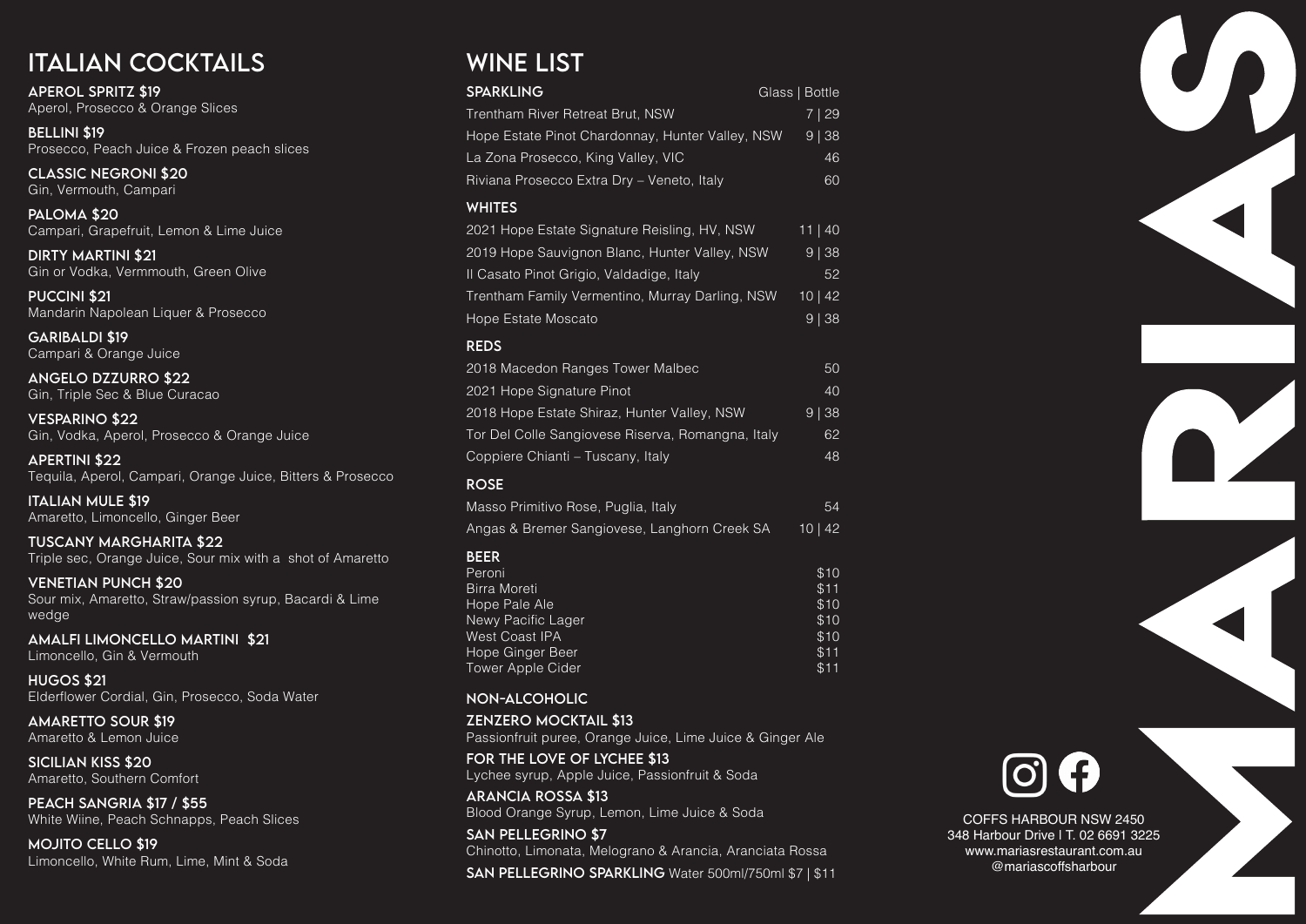## ITALIAN COCKTAILS

**APEROL SPRITZ $19**
Aperol, Prosecco & Orange Slices

**BELLINI $19**
Prosecco, Peach Juice & Frozen peach slices

**CLASSIC NEGRONI $20**
Gin, Vermouth, Campari

**PALOMA $20**
Campari, Grapefruit, Lemon & Lime Juice

**DIRTY MARTINI $21**
Gin or Vodka, Vermmouth, Green Olive

**PUCCINI $21**
Mandarin Napolean Liquer & Prosecco

**GARIBALDI $19**
Campari & Orange Juice

**ANGELO DZZURRO $22**
Gin, Triple Sec & Blue Curacao

**VESPARINO $22**
Gin, Vodka, Aperol, Prosecco & Orange Juice

**APERTINI $22**
Tequila, Aperol, Campari, Orange Juice, Bitters & Prosecco

**ITALIAN MULE $19**
Amaretto, Limoncello, Ginger Beer

**TUSCANY MARGHARITA $22**
Triple sec, Orange Juice, Sour mix with a shot of Amaretto

**VENETIAN PUNCH $20**
Sour mix, Amaretto, Straw/passion syrup, Bacardi & Lime wedge

**AMALFI LIMONCELLO MARTINI $21**
Limoncello, Gin & Vermouth

**HUGOS $21**
Elderflower Cordial, Gin, Prosecco, Soda Water

**AMARETTO SOUR $19**
Amaretto & Lemon Juice

**SICILIAN KISS $20**
Amaretto, Southern Comfort

**PEACH SANGRIA $17 / $55**
White Wiine, Peach Schnapps, Peach Slices

**MOJITO CELLO $19**
Limoncello, White Rum, Lime, Mint & Soda

## WINE LIST

### SPARKLING

| | Glass \| Bottle |
|---|---|
| Trentham River Retreat Brut, NSW | 7 \| 29 |
| Hope Estate Pinot Chardonnay, Hunter Valley, NSW | 9 \| 38 |
| La Zona Prosecco, King Valley, VIC | 46 |
| Riviana Prosecco Extra Dry – Veneto, Italy | 60 |

### WHITES

| | |
|---|---|
| 2021 Hope Estate Signature Reisling, HV, NSW | 11 \| 40 |
| 2019 Hope Sauvignon Blanc, Hunter Valley, NSW | 9 \| 38 |
| Il Casato Pinot Grigio, Valdadige, Italy | 52 |
| Trentham Family Vermentino, Murray Darling, NSW | 10 \| 42 |
| Hope Estate Moscato | 9 \| 38 |

### REDS

| | |
|---|---|
| 2018 Macedon Ranges Tower Malbec | 50 |
| 2021 Hope Signature Pinot | 40 |
| 2018 Hope Estate Shiraz, Hunter Valley, NSW | 9 \| 38 |
| Tor Del Colle Sangiovese Riserva, Romangna, Italy | 62 |
| Coppiere Chianti – Tuscany, Italy | 48 |

### ROSE

| | |
|---|---|
| Masso Primitivo Rose, Puglia, Italy | 54 |
| Angas & Bremer Sangiovese, Langhorn Creek SA | 10 \| 42 |

### BEER

| | |
|---|---|
| Peroni | $10 |
| Birra Moreti | $11 |
| Hope Pale Ale | $10 |
| Newy Pacific Lager | $10 |
| West Coast IPA | $10 |
| Hope Ginger Beer | $11 |
| Tower Apple Cider | $11 |

### NON-ALCOHOLIC

**ZENZERO MOCKTAIL $13**
Passionfruit puree, Orange Juice, Lime Juice & Ginger Ale

**FOR THE LOVE OF LYCHEE $13**
Lychee syrup, Apple Juice, Passionfruit & Soda

**ARANCIA ROSSA $13**
Blood Orange Syrup, Lemon, Lime Juice & Soda

**SAN PELLEGRINO $7**
Chinotto, Limonata, Melograno & Arancia, Aranciata Rossa

**SAN PELLEGRINO SPARKLING** Water 500ml/750ml $7 | $11

# MARIAS

COFFS HARBOUR NSW 2450
348 Harbour Drive I T. 02 6691 3225
www.mariasrestaurant.com.au
@mariascoffsharbour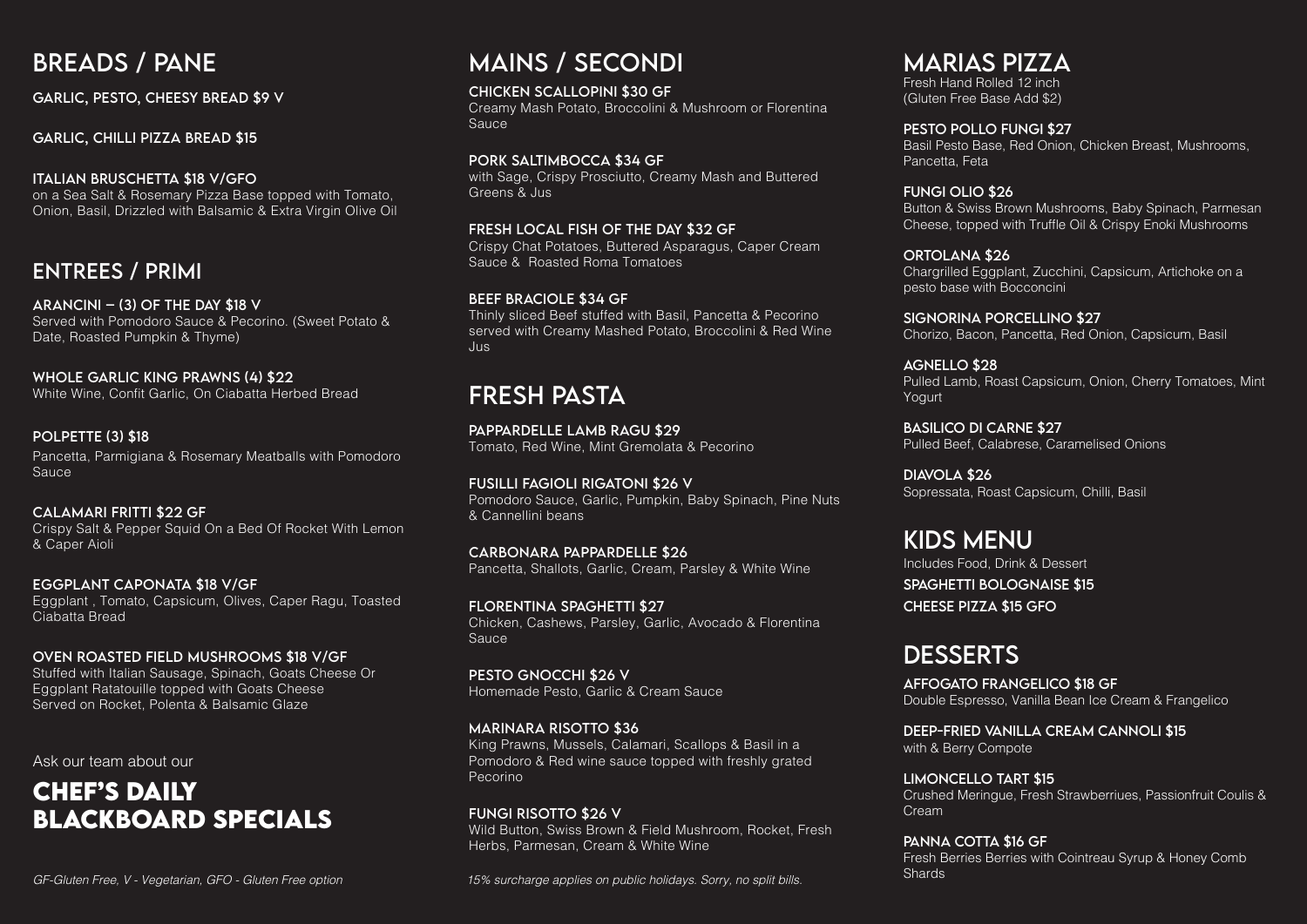## BREADS / PANE

**GARLIC, PESTO, CHEESY BREAD $9 V**

**GARLIC, CHILLI PIZZA BREAD $15**

**ITALIAN BRUSCHETTA $18 V/GFO**
on a Sea Salt & Rosemary Pizza Base topped with Tomato, Onion, Basil, Drizzled with Balsamic & Extra Virgin Olive Oil

## ENTREES / PRIMI

**ARANCINI – (3) OF THE DAY $18 V**
Served with Pomodoro Sauce & Pecorino. (Sweet Potato & Date, Roasted Pumpkin & Thyme)

**WHOLE GARLIC KING PRAWNS (4) $22**
White Wine, Confit Garlic, On Ciabatta Herbed Bread

**POLPETTE (3) $18**
Pancetta, Parmigiana & Rosemary Meatballs with Pomodoro Sauce

**CALAMARI FRITTI $22 GF**
Crispy Salt & Pepper Squid On a Bed Of Rocket With Lemon & Caper Aioli

**EGGPLANT CAPONATA $18 V/GF**
Eggplant , Tomato, Capsicum, Olives, Caper Ragu, Toasted Ciabatta Bread

**OVEN ROASTED FIELD MUSHROOMS $18 V/GF**
Stuffed with Italian Sausage, Spinach, Goats Cheese Or Eggplant Ratatouille topped with Goats Cheese
Served on Rocket, Polenta & Balsamic Glaze

Ask our team about our

## CHEF'S DAILY BLACKBOARD SPECIALS

*GF-Gluten Free, V - Vegetarian, GFO - Gluten Free option*

## MAINS / SECONDI

**CHICKEN SCALLOPINI $30 GF**
Creamy Mash Potato, Broccolini & Mushroom or Florentina Sauce

**PORK SALTIMBOCCA $34 GF**
with Sage, Crispy Prosciutto, Creamy Mash and Buttered Greens & Jus

**FRESH LOCAL FISH OF THE DAY $32 GF**
Crispy Chat Potatoes, Buttered Asparagus, Caper Cream Sauce & Roasted Roma Tomatoes

**BEEF BRACIOLE $34 GF**
Thinly sliced Beef stuffed with Basil, Pancetta & Pecorino served with Creamy Mashed Potato, Broccolini & Red Wine Jus

## FRESH PASTA

**PAPPARDELLE LAMB RAGU $29**
Tomato, Red Wine, Mint Gremolata & Pecorino

**FUSILLI FAGIOLI RIGATONI $26 V**
Pomodoro Sauce, Garlic, Pumpkin, Baby Spinach, Pine Nuts & Cannellini beans

**CARBONARA PAPPARDELLE $26**
Pancetta, Shallots, Garlic, Cream, Parsley & White Wine

**FLORENTINA SPAGHETTI $27**
Chicken, Cashews, Parsley, Garlic, Avocado & Florentina Sauce

**PESTO GNOCCHI $26 V**
Homemade Pesto, Garlic & Cream Sauce

**MARINARA RISOTTO $36**
King Prawns, Mussels, Calamari, Scallops & Basil in a Pomodoro & Red wine sauce topped with freshly grated Pecorino

**FUNGI RISOTTO $26 V**
Wild Button, Swiss Brown & Field Mushroom, Rocket, Fresh Herbs, Parmesan, Cream & White Wine

*15% surcharge applies on public holidays. Sorry, no split bills.*

## MARIAS PIZZA

Fresh Hand Rolled 12 inch
(Gluten Free Base Add $2)

**PESTO POLLO FUNGI $27**
Basil Pesto Base, Red Onion, Chicken Breast, Mushrooms, Pancetta, Feta

**FUNGI OLIO $26**
Button & Swiss Brown Mushrooms, Baby Spinach, Parmesan Cheese, topped with Truffle Oil & Crispy Enoki Mushrooms

**ORTOLANA $26**
Chargrilled Eggplant, Zucchini, Capsicum, Artichoke on a pesto base with Bocconcini

**SIGNORINA PORCELLINO $27**
Chorizo, Bacon, Pancetta, Red Onion, Capsicum, Basil

**AGNELLO $28**
Pulled Lamb, Roast Capsicum, Onion, Cherry Tomatoes, Mint Yogurt

**BASILICO DI CARNE $27**
Pulled Beef, Calabrese, Caramelised Onions

**DIAVOLA $26**
Sopressata, Roast Capsicum, Chilli, Basil

## KIDS MENU

Includes Food, Drink & Dessert

**SPAGHETTI BOLOGNAISE $15**

**CHEESE PIZZA $15 GFO**

## DESSERTS

**AFFOGATO FRANGELICO $18 GF**
Double Espresso, Vanilla Bean Ice Cream & Frangelico

**DEEP-FRIED VANILLA CREAM CANNOLI $15**
with & Berry Compote

**LIMONCELLO TART $15**
Crushed Meringue, Fresh Strawberriues, Passionfruit Coulis & Cream

**PANNA COTTA $16 GF**
Fresh Berries Berries with Cointreau Syrup & Honey Comb Shards